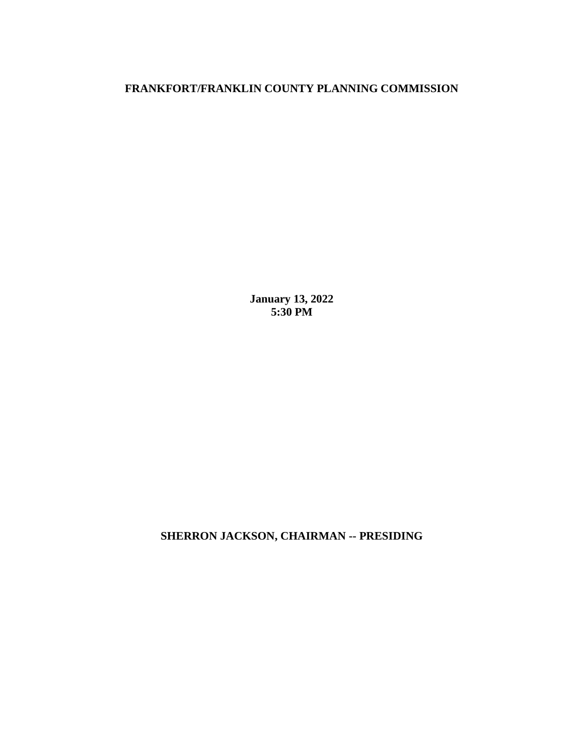# FRANKFORT/FRANKLIN COUNTY PLANNING COMMISSION

**January 13, 2022**
**5:30 PM**

**SHERRON JACKSON, CHAIRMAN -- PRESIDING**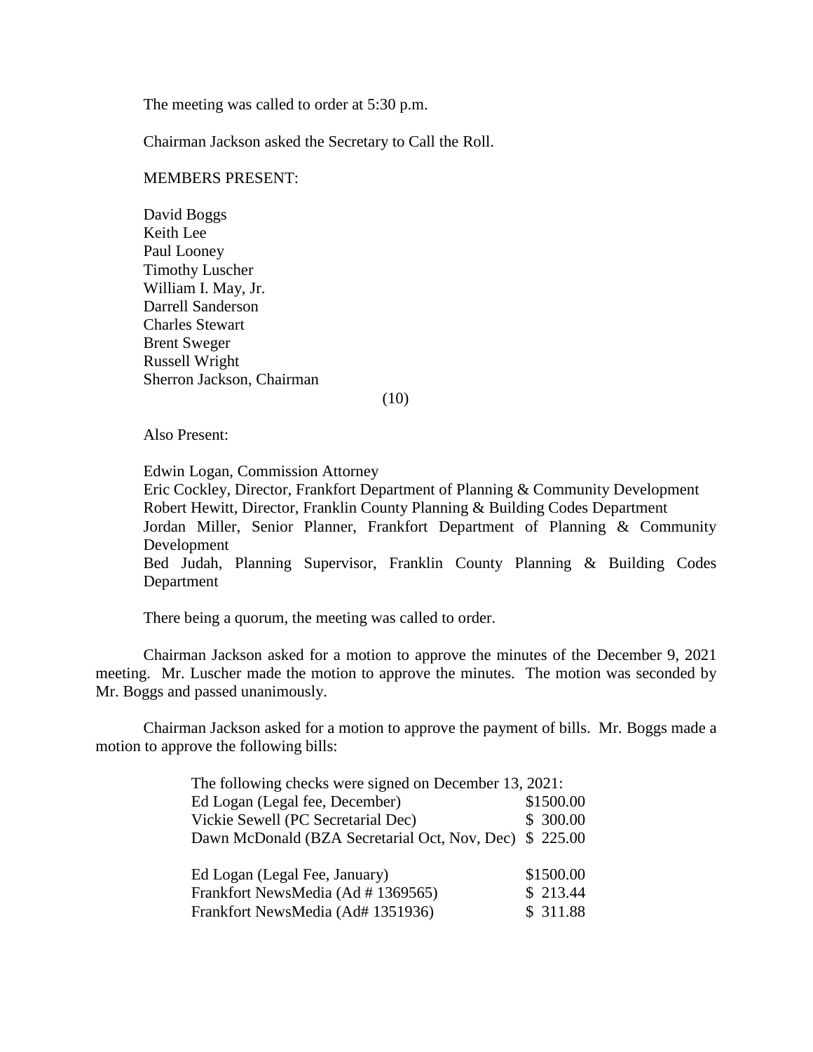The meeting was called to order at 5:30 p.m.

Chairman Jackson asked the Secretary to Call the Roll.

MEMBERS PRESENT:

David Boggs
Keith Lee
Paul Looney
Timothy Luscher
William I. May, Jr.
Darrell Sanderson
Charles Stewart
Brent Sweger
Russell Wright
Sherron Jackson, Chairman

(10)

Also Present:

Edwin Logan, Commission Attorney
Eric Cockley, Director, Frankfort Department of Planning & Community Development
Robert Hewitt, Director, Franklin County Planning & Building Codes Department
Jordan Miller, Senior Planner, Frankfort Department of Planning & Community Development
Bed Judah, Planning Supervisor, Franklin County Planning & Building Codes Department

There being a quorum, the meeting was called to order.

Chairman Jackson asked for a motion to approve the minutes of the December 9, 2021 meeting. Mr. Luscher made the motion to approve the minutes. The motion was seconded by Mr. Boggs and passed unanimously.

Chairman Jackson asked for a motion to approve the payment of bills. Mr. Boggs made a motion to approve the following bills:

The following checks were signed on December 13, 2021:

| | |
|---|---|
| Ed Logan (Legal fee, December) | \$1500.00 |
| Vickie Sewell (PC Secretarial Dec) | \$ 300.00 |
| Dawn McDonald (BZA Secretarial Oct, Nov, Dec) | \$ 225.00 |
| | |
| Ed Logan (Legal Fee, January) | \$1500.00 |
| Frankfort NewsMedia (Ad # 1369565) | \$ 213.44 |
| Frankfort NewsMedia (Ad# 1351936) | \$ 311.88 |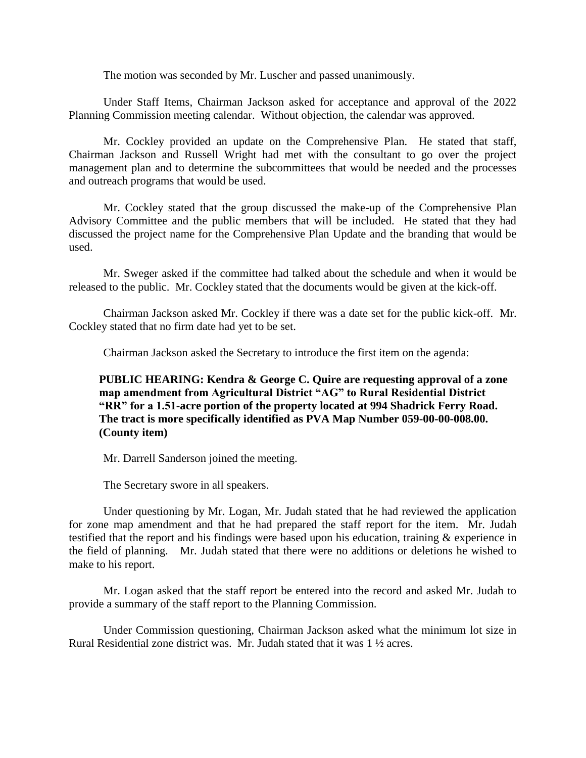The motion was seconded by Mr. Luscher and passed unanimously.

Under Staff Items, Chairman Jackson asked for acceptance and approval of the 2022 Planning Commission meeting calendar. Without objection, the calendar was approved.

Mr. Cockley provided an update on the Comprehensive Plan. He stated that staff, Chairman Jackson and Russell Wright had met with the consultant to go over the project management plan and to determine the subcommittees that would be needed and the processes and outreach programs that would be used.

Mr. Cockley stated that the group discussed the make-up of the Comprehensive Plan Advisory Committee and the public members that will be included. He stated that they had discussed the project name for the Comprehensive Plan Update and the branding that would be used.

Mr. Sweger asked if the committee had talked about the schedule and when it would be released to the public. Mr. Cockley stated that the documents would be given at the kick-off.

Chairman Jackson asked Mr. Cockley if there was a date set for the public kick-off. Mr. Cockley stated that no firm date had yet to be set.

Chairman Jackson asked the Secretary to introduce the first item on the agenda:

**PUBLIC HEARING: Kendra & George C. Quire are requesting approval of a zone map amendment from Agricultural District "AG" to Rural Residential District "RR" for a 1.51-acre portion of the property located at 994 Shadrick Ferry Road. The tract is more specifically identified as PVA Map Number 059-00-00-008.00. (County item)**

Mr. Darrell Sanderson joined the meeting.

The Secretary swore in all speakers.

Under questioning by Mr. Logan, Mr. Judah stated that he had reviewed the application for zone map amendment and that he had prepared the staff report for the item. Mr. Judah testified that the report and his findings were based upon his education, training & experience in the field of planning. Mr. Judah stated that there were no additions or deletions he wished to make to his report.

Mr. Logan asked that the staff report be entered into the record and asked Mr. Judah to provide a summary of the staff report to the Planning Commission.

Under Commission questioning, Chairman Jackson asked what the minimum lot size in Rural Residential zone district was. Mr. Judah stated that it was 1 ½ acres.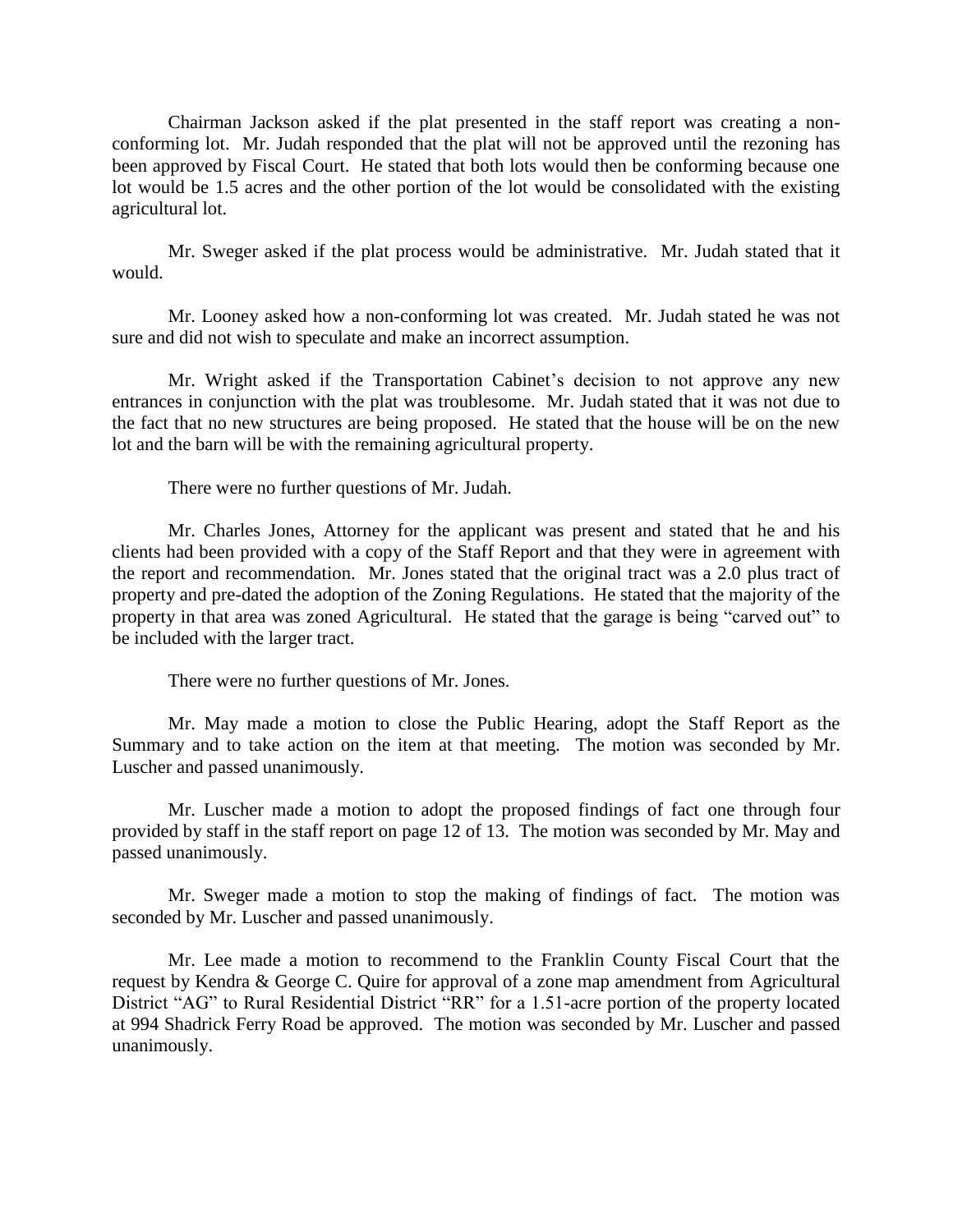Chairman Jackson asked if the plat presented in the staff report was creating a non-conforming lot. Mr. Judah responded that the plat will not be approved until the rezoning has been approved by Fiscal Court. He stated that both lots would then be conforming because one lot would be 1.5 acres and the other portion of the lot would be consolidated with the existing agricultural lot.

Mr. Sweger asked if the plat process would be administrative. Mr. Judah stated that it would.

Mr. Looney asked how a non-conforming lot was created. Mr. Judah stated he was not sure and did not wish to speculate and make an incorrect assumption.

Mr. Wright asked if the Transportation Cabinet's decision to not approve any new entrances in conjunction with the plat was troublesome. Mr. Judah stated that it was not due to the fact that no new structures are being proposed. He stated that the house will be on the new lot and the barn will be with the remaining agricultural property.

There were no further questions of Mr. Judah.

Mr. Charles Jones, Attorney for the applicant was present and stated that he and his clients had been provided with a copy of the Staff Report and that they were in agreement with the report and recommendation. Mr. Jones stated that the original tract was a 2.0 plus tract of property and pre-dated the adoption of the Zoning Regulations. He stated that the majority of the property in that area was zoned Agricultural. He stated that the garage is being "carved out" to be included with the larger tract.

There were no further questions of Mr. Jones.

Mr. May made a motion to close the Public Hearing, adopt the Staff Report as the Summary and to take action on the item at that meeting. The motion was seconded by Mr. Luscher and passed unanimously.

Mr. Luscher made a motion to adopt the proposed findings of fact one through four provided by staff in the staff report on page 12 of 13. The motion was seconded by Mr. May and passed unanimously.

Mr. Sweger made a motion to stop the making of findings of fact. The motion was seconded by Mr. Luscher and passed unanimously.

Mr. Lee made a motion to recommend to the Franklin County Fiscal Court that the request by Kendra & George C. Quire for approval of a zone map amendment from Agricultural District "AG" to Rural Residential District "RR" for a 1.51-acre portion of the property located at 994 Shadrick Ferry Road be approved. The motion was seconded by Mr. Luscher and passed unanimously.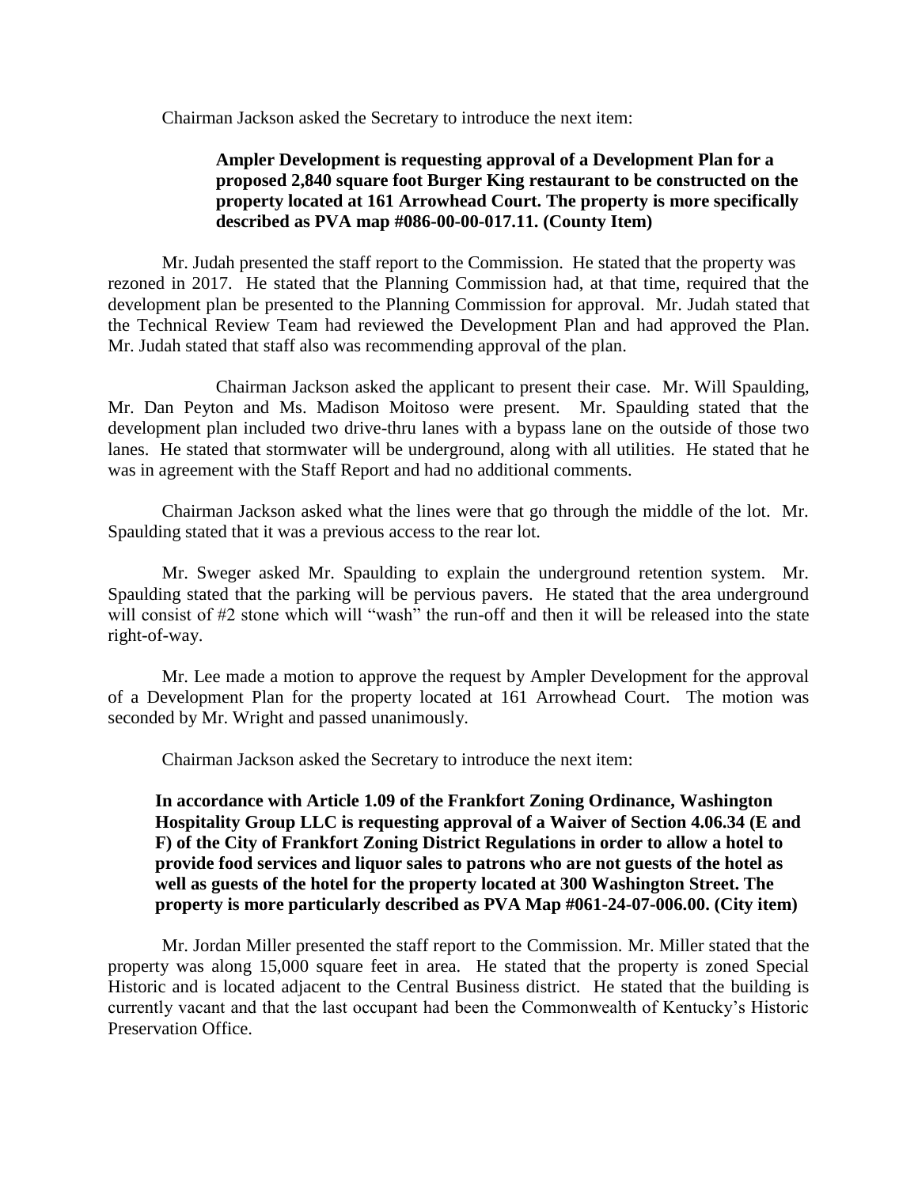Chairman Jackson asked the Secretary to introduce the next item:

**Ampler Development is requesting approval of a Development Plan for a proposed 2,840 square foot Burger King restaurant to be constructed on the property located at 161 Arrowhead Court. The property is more specifically described as PVA map #086-00-00-017.11. (County Item)**

Mr. Judah presented the staff report to the Commission. He stated that the property was rezoned in 2017. He stated that the Planning Commission had, at that time, required that the development plan be presented to the Planning Commission for approval. Mr. Judah stated that the Technical Review Team had reviewed the Development Plan and had approved the Plan. Mr. Judah stated that staff also was recommending approval of the plan.

Chairman Jackson asked the applicant to present their case. Mr. Will Spaulding, Mr. Dan Peyton and Ms. Madison Moitoso were present. Mr. Spaulding stated that the development plan included two drive-thru lanes with a bypass lane on the outside of those two lanes. He stated that stormwater will be underground, along with all utilities. He stated that he was in agreement with the Staff Report and had no additional comments.

Chairman Jackson asked what the lines were that go through the middle of the lot. Mr. Spaulding stated that it was a previous access to the rear lot.

Mr. Sweger asked Mr. Spaulding to explain the underground retention system. Mr. Spaulding stated that the parking will be pervious pavers. He stated that the area underground will consist of #2 stone which will "wash" the run-off and then it will be released into the state right-of-way.

Mr. Lee made a motion to approve the request by Ampler Development for the approval of a Development Plan for the property located at 161 Arrowhead Court. The motion was seconded by Mr. Wright and passed unanimously.

Chairman Jackson asked the Secretary to introduce the next item:

**In accordance with Article 1.09 of the Frankfort Zoning Ordinance, Washington Hospitality Group LLC is requesting approval of a Waiver of Section 4.06.34 (E and F) of the City of Frankfort Zoning District Regulations in order to allow a hotel to provide food services and liquor sales to patrons who are not guests of the hotel as well as guests of the hotel for the property located at 300 Washington Street. The property is more particularly described as PVA Map #061-24-07-006.00. (City item)**

Mr. Jordan Miller presented the staff report to the Commission. Mr. Miller stated that the property was along 15,000 square feet in area. He stated that the property is zoned Special Historic and is located adjacent to the Central Business district. He stated that the building is currently vacant and that the last occupant had been the Commonwealth of Kentucky's Historic Preservation Office.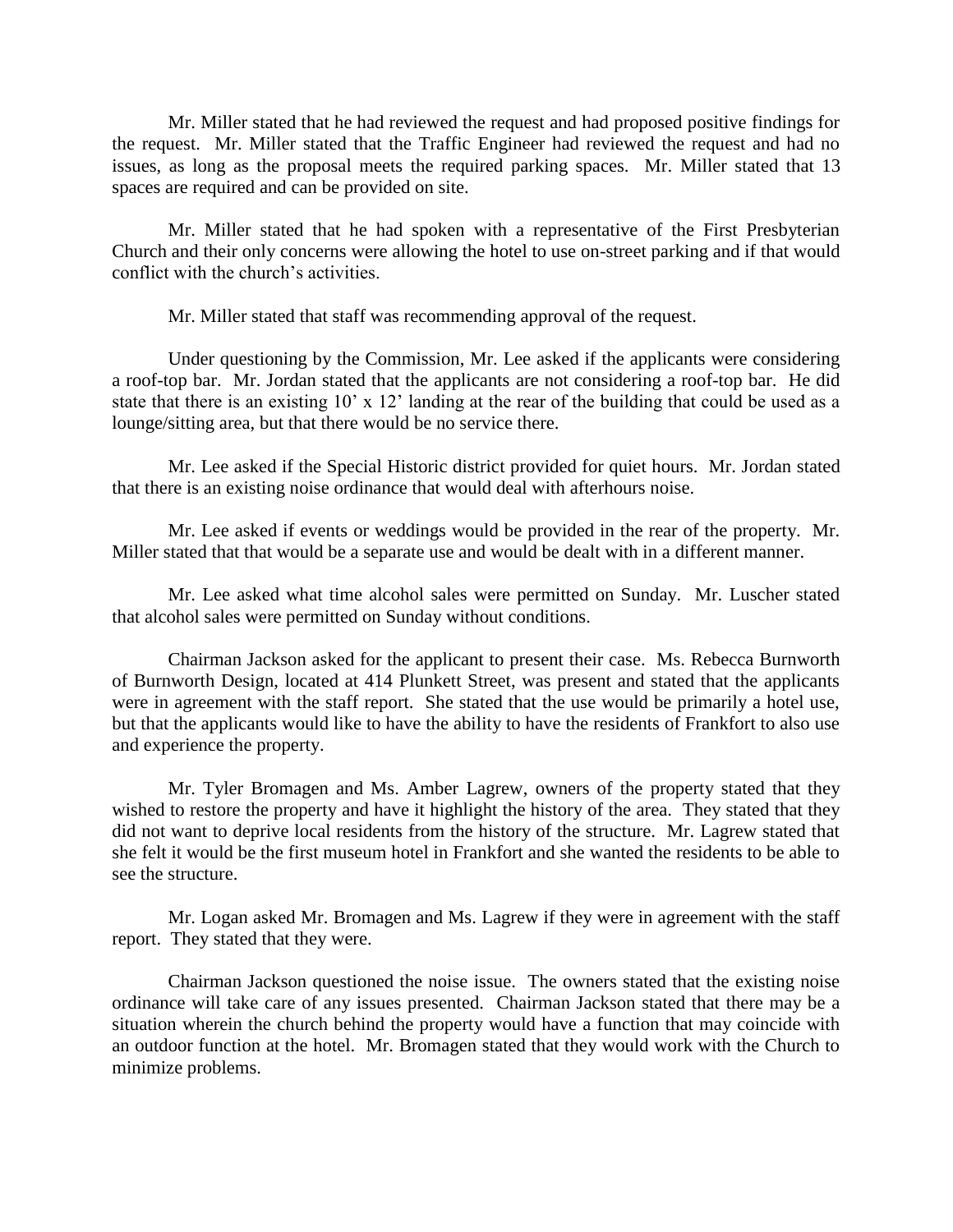Mr. Miller stated that he had reviewed the request and had proposed positive findings for the request. Mr. Miller stated that the Traffic Engineer had reviewed the request and had no issues, as long as the proposal meets the required parking spaces. Mr. Miller stated that 13 spaces are required and can be provided on site.

Mr. Miller stated that he had spoken with a representative of the First Presbyterian Church and their only concerns were allowing the hotel to use on-street parking and if that would conflict with the church's activities.

Mr. Miller stated that staff was recommending approval of the request.

Under questioning by the Commission, Mr. Lee asked if the applicants were considering a roof-top bar. Mr. Jordan stated that the applicants are not considering a roof-top bar. He did state that there is an existing 10' x 12' landing at the rear of the building that could be used as a lounge/sitting area, but that there would be no service there.

Mr. Lee asked if the Special Historic district provided for quiet hours. Mr. Jordan stated that there is an existing noise ordinance that would deal with afterhours noise.

Mr. Lee asked if events or weddings would be provided in the rear of the property. Mr. Miller stated that that would be a separate use and would be dealt with in a different manner.

Mr. Lee asked what time alcohol sales were permitted on Sunday. Mr. Luscher stated that alcohol sales were permitted on Sunday without conditions.

Chairman Jackson asked for the applicant to present their case. Ms. Rebecca Burnworth of Burnworth Design, located at 414 Plunkett Street, was present and stated that the applicants were in agreement with the staff report. She stated that the use would be primarily a hotel use, but that the applicants would like to have the ability to have the residents of Frankfort to also use and experience the property.

Mr. Tyler Bromagen and Ms. Amber Lagrew, owners of the property stated that they wished to restore the property and have it highlight the history of the area. They stated that they did not want to deprive local residents from the history of the structure. Mr. Lagrew stated that she felt it would be the first museum hotel in Frankfort and she wanted the residents to be able to see the structure.

Mr. Logan asked Mr. Bromagen and Ms. Lagrew if they were in agreement with the staff report. They stated that they were.

Chairman Jackson questioned the noise issue. The owners stated that the existing noise ordinance will take care of any issues presented. Chairman Jackson stated that there may be a situation wherein the church behind the property would have a function that may coincide with an outdoor function at the hotel. Mr. Bromagen stated that they would work with the Church to minimize problems.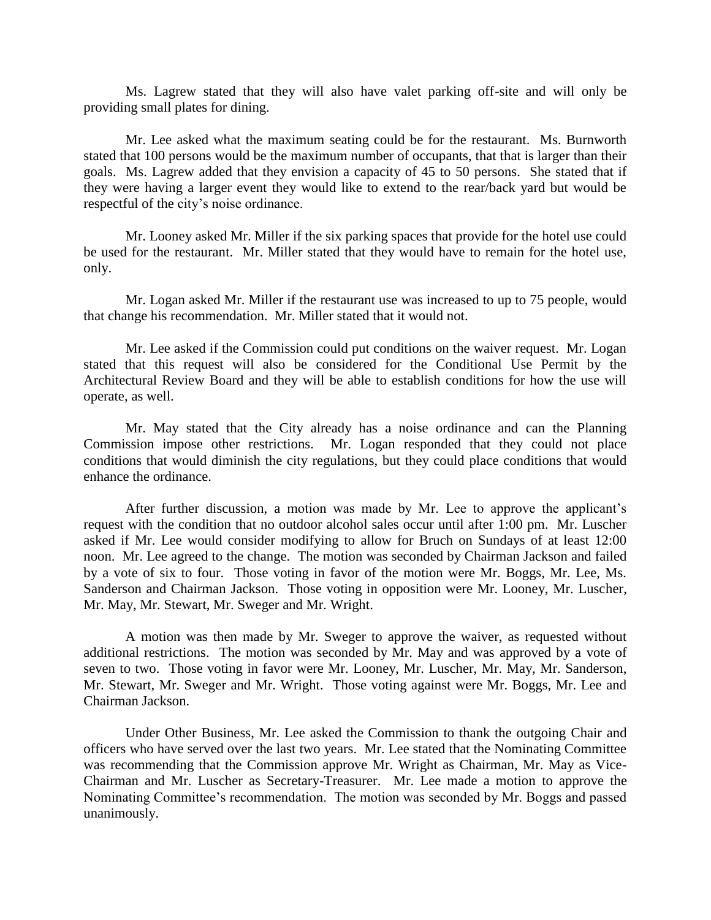Ms. Lagrew stated that they will also have valet parking off-site and will only be providing small plates for dining.

Mr. Lee asked what the maximum seating could be for the restaurant. Ms. Burnworth stated that 100 persons would be the maximum number of occupants, that that is larger than their goals. Ms. Lagrew added that they envision a capacity of 45 to 50 persons. She stated that if they were having a larger event they would like to extend to the rear/back yard but would be respectful of the city's noise ordinance.

Mr. Looney asked Mr. Miller if the six parking spaces that provide for the hotel use could be used for the restaurant. Mr. Miller stated that they would have to remain for the hotel use, only.

Mr. Logan asked Mr. Miller if the restaurant use was increased to up to 75 people, would that change his recommendation. Mr. Miller stated that it would not.

Mr. Lee asked if the Commission could put conditions on the waiver request. Mr. Logan stated that this request will also be considered for the Conditional Use Permit by the Architectural Review Board and they will be able to establish conditions for how the use will operate, as well.

Mr. May stated that the City already has a noise ordinance and can the Planning Commission impose other restrictions. Mr. Logan responded that they could not place conditions that would diminish the city regulations, but they could place conditions that would enhance the ordinance.

After further discussion, a motion was made by Mr. Lee to approve the applicant's request with the condition that no outdoor alcohol sales occur until after 1:00 pm. Mr. Luscher asked if Mr. Lee would consider modifying to allow for Bruch on Sundays of at least 12:00 noon. Mr. Lee agreed to the change. The motion was seconded by Chairman Jackson and failed by a vote of six to four. Those voting in favor of the motion were Mr. Boggs, Mr. Lee, Ms. Sanderson and Chairman Jackson. Those voting in opposition were Mr. Looney, Mr. Luscher, Mr. May, Mr. Stewart, Mr. Sweger and Mr. Wright.

A motion was then made by Mr. Sweger to approve the waiver, as requested without additional restrictions. The motion was seconded by Mr. May and was approved by a vote of seven to two. Those voting in favor were Mr. Looney, Mr. Luscher, Mr. May, Mr. Sanderson, Mr. Stewart, Mr. Sweger and Mr. Wright. Those voting against were Mr. Boggs, Mr. Lee and Chairman Jackson.

Under Other Business, Mr. Lee asked the Commission to thank the outgoing Chair and officers who have served over the last two years. Mr. Lee stated that the Nominating Committee was recommending that the Commission approve Mr. Wright as Chairman, Mr. May as Vice-Chairman and Mr. Luscher as Secretary-Treasurer. Mr. Lee made a motion to approve the Nominating Committee's recommendation. The motion was seconded by Mr. Boggs and passed unanimously.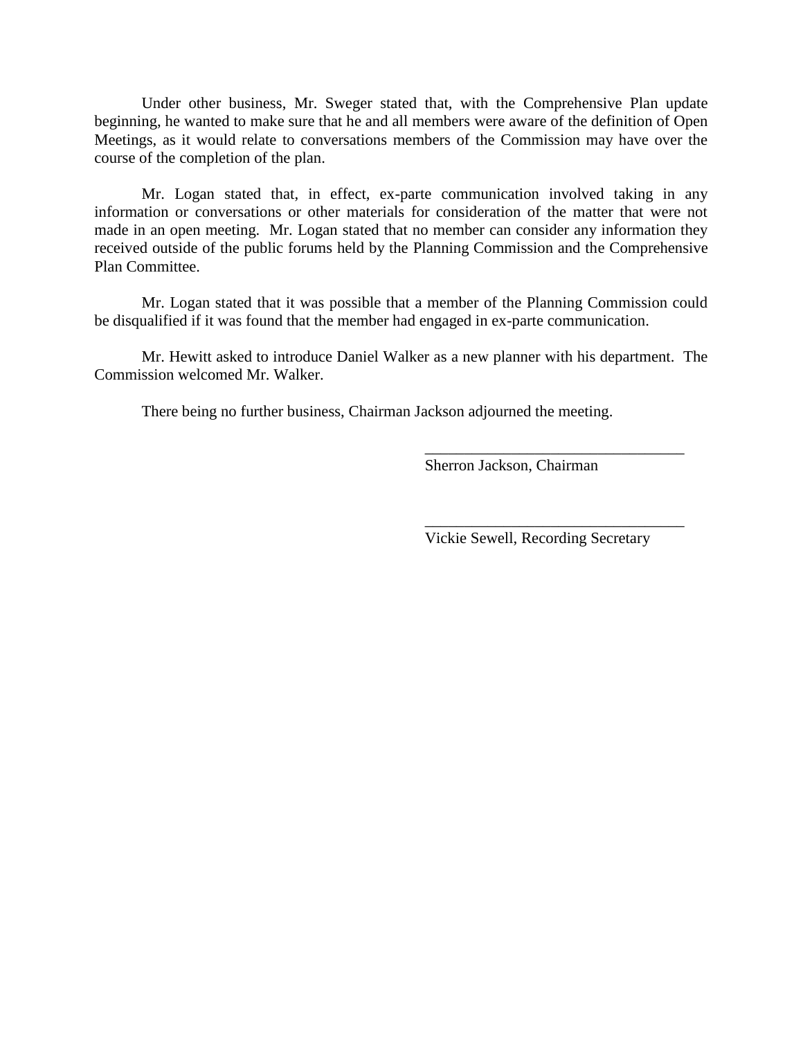Under other business, Mr. Sweger stated that, with the Comprehensive Plan update beginning, he wanted to make sure that he and all members were aware of the definition of Open Meetings, as it would relate to conversations members of the Commission may have over the course of the completion of the plan.

Mr. Logan stated that, in effect, ex-parte communication involved taking in any information or conversations or other materials for consideration of the matter that were not made in an open meeting. Mr. Logan stated that no member can consider any information they received outside of the public forums held by the Planning Commission and the Comprehensive Plan Committee.

Mr. Logan stated that it was possible that a member of the Planning Commission could be disqualified if it was found that the member had engaged in ex-parte communication.

Mr. Hewitt asked to introduce Daniel Walker as a new planner with his department. The Commission welcomed Mr. Walker.

There being no further business, Chairman Jackson adjourned the meeting.

_________________________________
Sherron Jackson, Chairman

_________________________________
Vickie Sewell, Recording Secretary